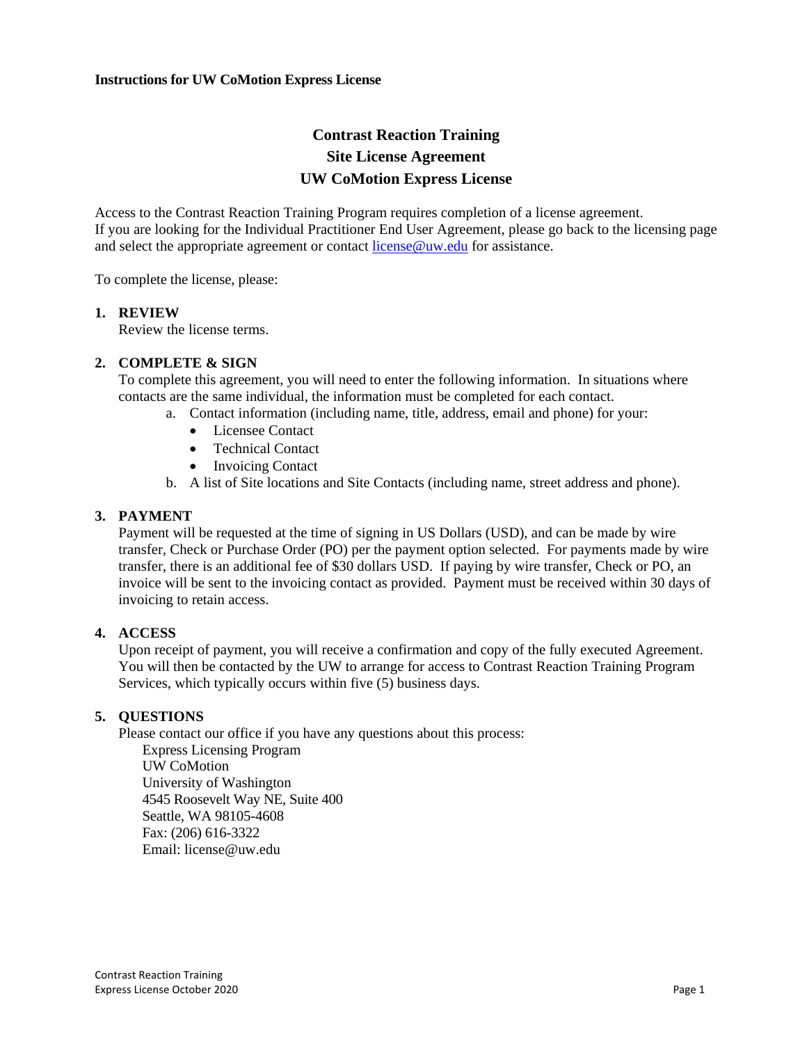**Instructions for UW CoMotion Express License**

# Contrast Reaction Training
# Site License Agreement
# UW CoMotion Express License

Access to the Contrast Reaction Training Program requires completion of a license agreement. If you are looking for the Individual Practitioner End User Agreement, please go back to the licensing page and select the appropriate agreement or contact license@uw.edu for assistance.

To complete the license, please:

1. **REVIEW**
   Review the license terms.

2. **COMPLETE & SIGN**
   To complete this agreement, you will need to enter the following information. In situations where contacts are the same individual, the information must be completed for each contact.
   a. Contact information (including name, title, address, email and phone) for your:
      - Licensee Contact
      - Technical Contact
      - Invoicing Contact
   b. A list of Site locations and Site Contacts (including name, street address and phone).

3. **PAYMENT**
   Payment will be requested at the time of signing in US Dollars (USD), and can be made by wire transfer, Check or Purchase Order (PO) per the payment option selected. For payments made by wire transfer, there is an additional fee of $30 dollars USD. If paying by wire transfer, Check or PO, an invoice will be sent to the invoicing contact as provided. Payment must be received within 30 days of invoicing to retain access.

4. **ACCESS**
   Upon receipt of payment, you will receive a confirmation and copy of the fully executed Agreement. You will then be contacted by the UW to arrange for access to Contrast Reaction Training Program Services, which typically occurs within five (5) business days.

5. **QUESTIONS**
   Please contact our office if you have any questions about this process:
   Express Licensing Program
   UW CoMotion
   University of Washington
   4545 Roosevelt Way NE, Suite 400
   Seattle, WA 98105-4608
   Fax: (206) 616-3322
   Email: license@uw.edu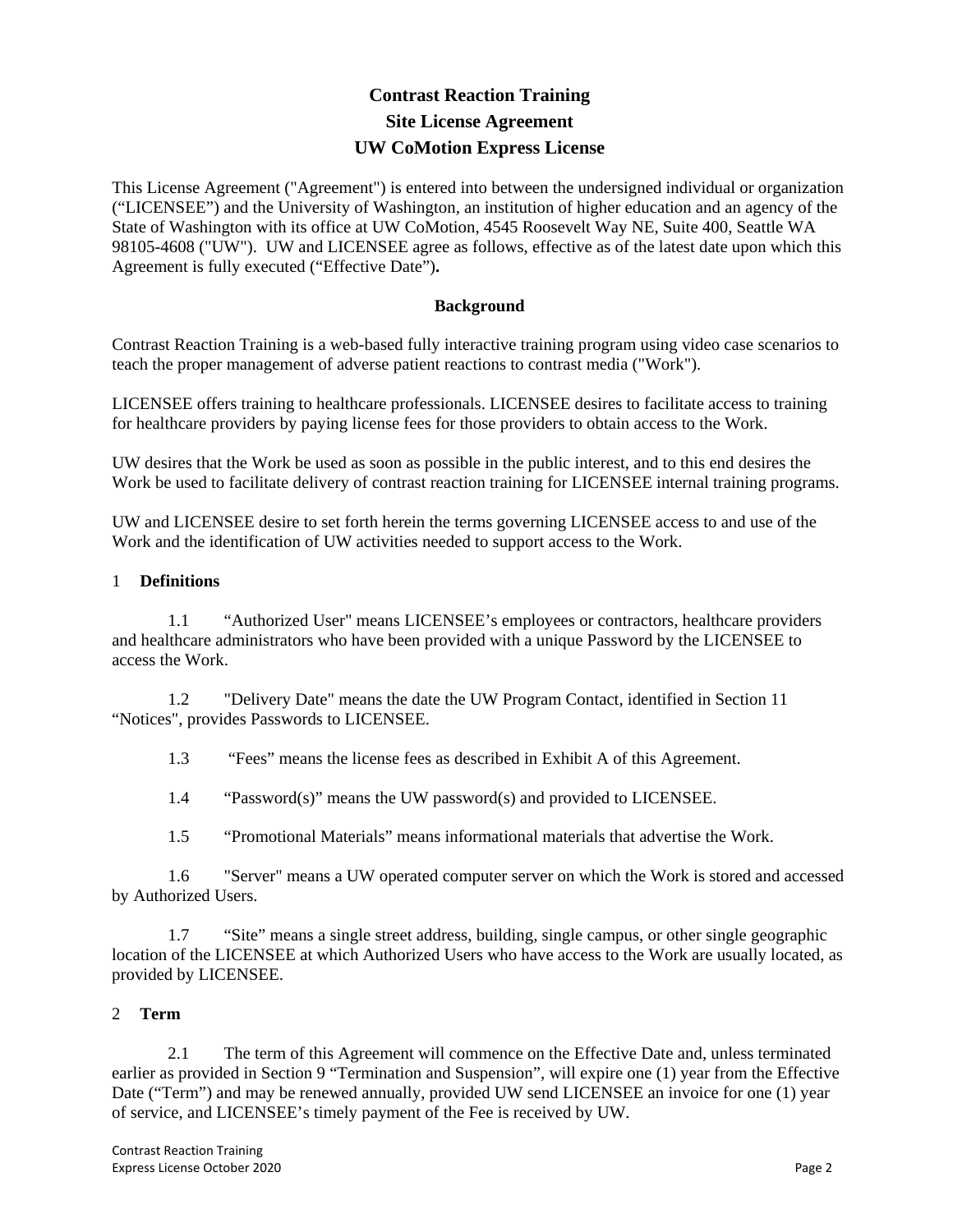# Contrast Reaction Training
# Site License Agreement
# UW CoMotion Express License

This License Agreement ("Agreement") is entered into between the undersigned individual or organization ("LICENSEE") and the University of Washington, an institution of higher education and an agency of the State of Washington with its office at UW CoMotion, 4545 Roosevelt Way NE, Suite 400, Seattle WA 98105-4608 ("UW"). UW and LICENSEE agree as follows, effective as of the latest date upon which this Agreement is fully executed ("Effective Date")**.**

## Background

Contrast Reaction Training is a web-based fully interactive training program using video case scenarios to teach the proper management of adverse patient reactions to contrast media ("Work").

LICENSEE offers training to healthcare professionals. LICENSEE desires to facilitate access to training for healthcare providers by paying license fees for those providers to obtain access to the Work.

UW desires that the Work be used as soon as possible in the public interest, and to this end desires the Work be used to facilitate delivery of contrast reaction training for LICENSEE internal training programs.

UW and LICENSEE desire to set forth herein the terms governing LICENSEE access to and use of the Work and the identification of UW activities needed to support access to the Work.

## 1 Definitions

1.1 "Authorized User" means LICENSEE's employees or contractors, healthcare providers and healthcare administrators who have been provided with a unique Password by the LICENSEE to access the Work.

1.2 "Delivery Date" means the date the UW Program Contact, identified in Section 11 "Notices", provides Passwords to LICENSEE.

1.3 "Fees" means the license fees as described in Exhibit A of this Agreement.

1.4 "Password(s)" means the UW password(s) and provided to LICENSEE.

1.5 "Promotional Materials" means informational materials that advertise the Work.

1.6 "Server" means a UW operated computer server on which the Work is stored and accessed by Authorized Users.

1.7 "Site" means a single street address, building, single campus, or other single geographic location of the LICENSEE at which Authorized Users who have access to the Work are usually located, as provided by LICENSEE.

## 2 Term

2.1 The term of this Agreement will commence on the Effective Date and, unless terminated earlier as provided in Section 9 "Termination and Suspension", will expire one (1) year from the Effective Date ("Term") and may be renewed annually, provided UW send LICENSEE an invoice for one (1) year of service, and LICENSEE's timely payment of the Fee is received by UW.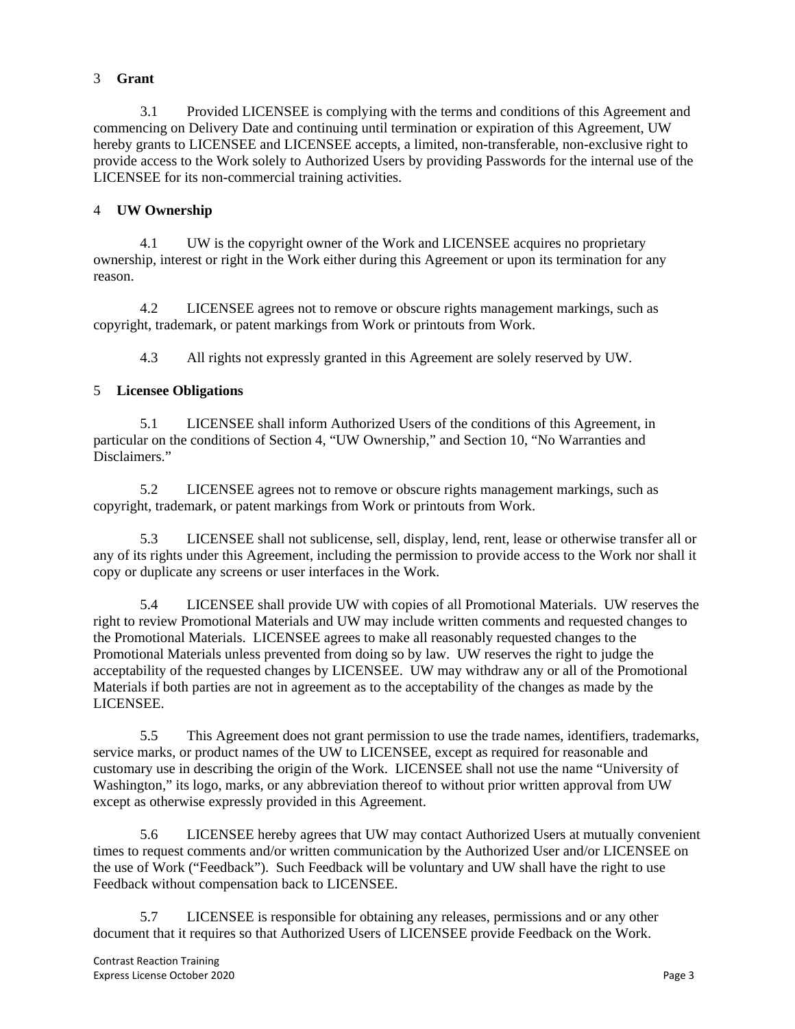## 3 Grant

3.1 Provided LICENSEE is complying with the terms and conditions of this Agreement and commencing on Delivery Date and continuing until termination or expiration of this Agreement, UW hereby grants to LICENSEE and LICENSEE accepts, a limited, non-transferable, non-exclusive right to provide access to the Work solely to Authorized Users by providing Passwords for the internal use of the LICENSEE for its non-commercial training activities.

## 4 UW Ownership

4.1 UW is the copyright owner of the Work and LICENSEE acquires no proprietary ownership, interest or right in the Work either during this Agreement or upon its termination for any reason.

4.2 LICENSEE agrees not to remove or obscure rights management markings, such as copyright, trademark, or patent markings from Work or printouts from Work.

4.3 All rights not expressly granted in this Agreement are solely reserved by UW.

## 5 Licensee Obligations

5.1 LICENSEE shall inform Authorized Users of the conditions of this Agreement, in particular on the conditions of Section 4, "UW Ownership," and Section 10, "No Warranties and Disclaimers."

5.2 LICENSEE agrees not to remove or obscure rights management markings, such as copyright, trademark, or patent markings from Work or printouts from Work.

5.3 LICENSEE shall not sublicense, sell, display, lend, rent, lease or otherwise transfer all or any of its rights under this Agreement, including the permission to provide access to the Work nor shall it copy or duplicate any screens or user interfaces in the Work.

5.4 LICENSEE shall provide UW with copies of all Promotional Materials. UW reserves the right to review Promotional Materials and UW may include written comments and requested changes to the Promotional Materials. LICENSEE agrees to make all reasonably requested changes to the Promotional Materials unless prevented from doing so by law. UW reserves the right to judge the acceptability of the requested changes by LICENSEE. UW may withdraw any or all of the Promotional Materials if both parties are not in agreement as to the acceptability of the changes as made by the LICENSEE.

5.5 This Agreement does not grant permission to use the trade names, identifiers, trademarks, service marks, or product names of the UW to LICENSEE, except as required for reasonable and customary use in describing the origin of the Work. LICENSEE shall not use the name "University of Washington," its logo, marks, or any abbreviation thereof to without prior written approval from UW except as otherwise expressly provided in this Agreement.

5.6 LICENSEE hereby agrees that UW may contact Authorized Users at mutually convenient times to request comments and/or written communication by the Authorized User and/or LICENSEE on the use of Work ("Feedback"). Such Feedback will be voluntary and UW shall have the right to use Feedback without compensation back to LICENSEE.

5.7 LICENSEE is responsible for obtaining any releases, permissions and or any other document that it requires so that Authorized Users of LICENSEE provide Feedback on the Work.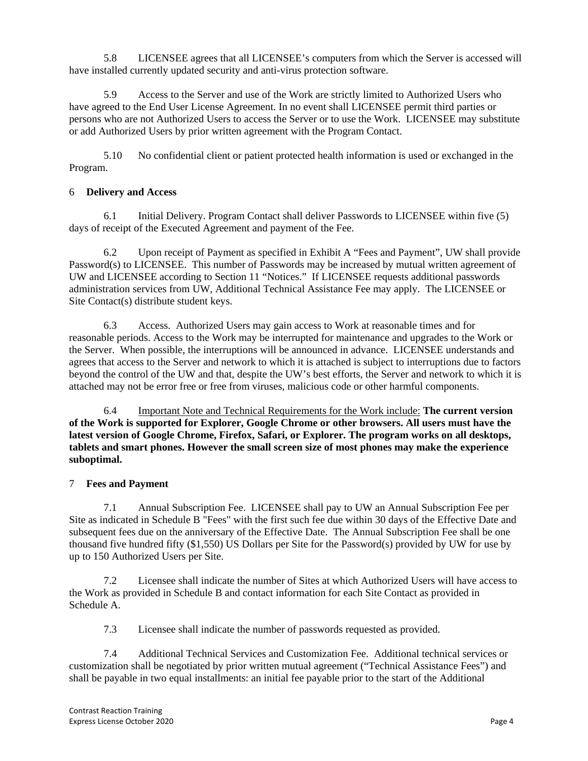5.8 LICENSEE agrees that all LICENSEE's computers from which the Server is accessed will have installed currently updated security and anti-virus protection software.

5.9 Access to the Server and use of the Work are strictly limited to Authorized Users who have agreed to the End User License Agreement. In no event shall LICENSEE permit third parties or persons who are not Authorized Users to access the Server or to use the Work. LICENSEE may substitute or add Authorized Users by prior written agreement with the Program Contact.

5.10 No confidential client or patient protected health information is used or exchanged in the Program.

## 6 Delivery and Access

6.1 Initial Delivery. Program Contact shall deliver Passwords to LICENSEE within five (5) days of receipt of the Executed Agreement and payment of the Fee.

6.2 Upon receipt of Payment as specified in Exhibit A "Fees and Payment", UW shall provide Password(s) to LICENSEE. This number of Passwords may be increased by mutual written agreement of UW and LICENSEE according to Section 11 "Notices." If LICENSEE requests additional passwords administration services from UW, Additional Technical Assistance Fee may apply. The LICENSEE or Site Contact(s) distribute student keys.

6.3 Access. Authorized Users may gain access to Work at reasonable times and for reasonable periods. Access to the Work may be interrupted for maintenance and upgrades to the Work or the Server. When possible, the interruptions will be announced in advance. LICENSEE understands and agrees that access to the Server and network to which it is attached is subject to interruptions due to factors beyond the control of the UW and that, despite the UW's best efforts, the Server and network to which it is attached may not be error free or free from viruses, malicious code or other harmful components.

6.4 Important Note and Technical Requirements for the Work include: **The current version of the Work is supported for Explorer, Google Chrome or other browsers. All users must have the latest version of Google Chrome, Firefox, Safari, or Explorer. The program works on all desktops, tablets and smart phones. However the small screen size of most phones may make the experience suboptimal.**

## 7 Fees and Payment

7.1 Annual Subscription Fee. LICENSEE shall pay to UW an Annual Subscription Fee per Site as indicated in Schedule B "Fees" with the first such fee due within 30 days of the Effective Date and subsequent fees due on the anniversary of the Effective Date. The Annual Subscription Fee shall be one thousand five hundred fifty ($1,550) US Dollars per Site for the Password(s) provided by UW for use by up to 150 Authorized Users per Site.

7.2 Licensee shall indicate the number of Sites at which Authorized Users will have access to the Work as provided in Schedule B and contact information for each Site Contact as provided in Schedule A.

7.3 Licensee shall indicate the number of passwords requested as provided.

7.4 Additional Technical Services and Customization Fee. Additional technical services or customization shall be negotiated by prior written mutual agreement ("Technical Assistance Fees") and shall be payable in two equal installments: an initial fee payable prior to the start of the Additional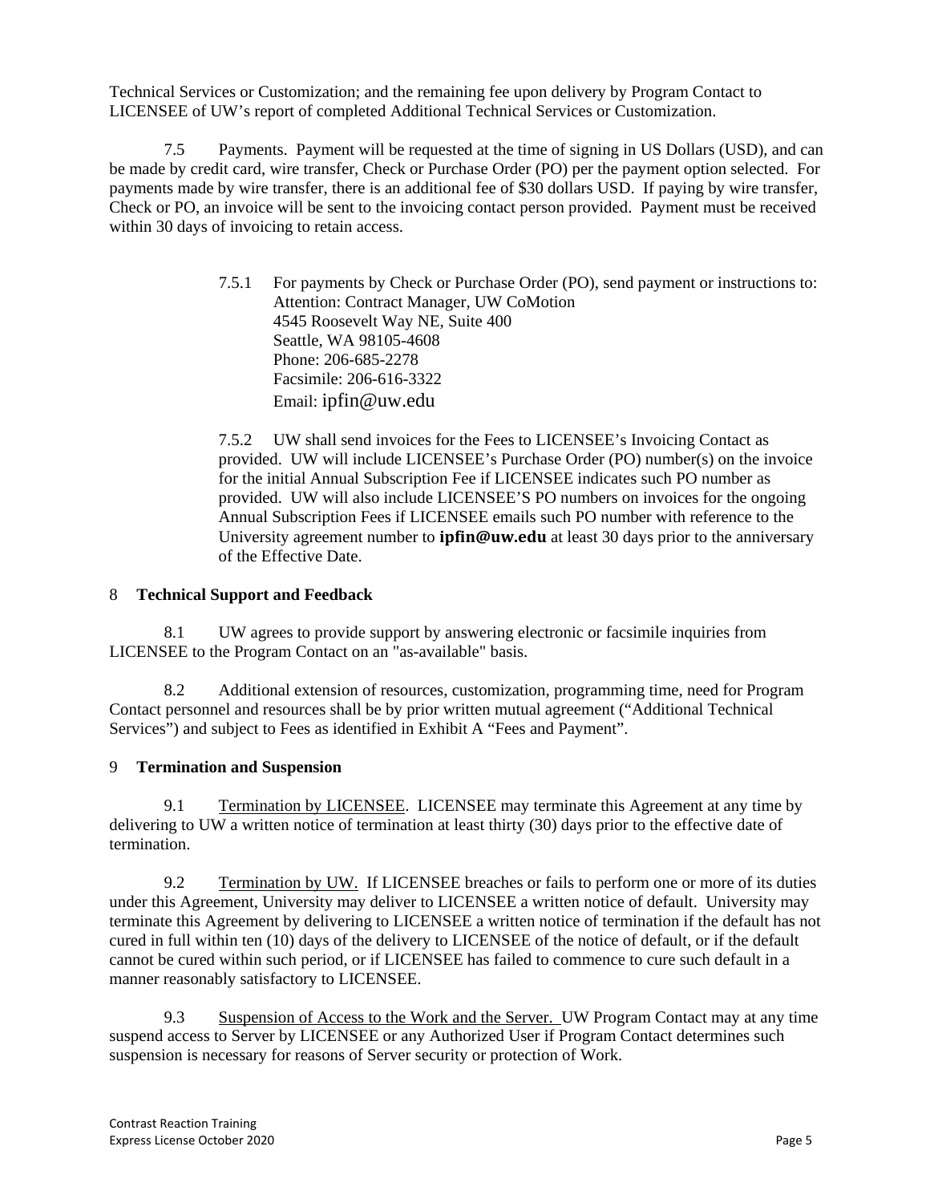Technical Services or Customization; and the remaining fee upon delivery by Program Contact to LICENSEE of UW's report of completed Additional Technical Services or Customization.

7.5 Payments. Payment will be requested at the time of signing in US Dollars (USD), and can be made by credit card, wire transfer, Check or Purchase Order (PO) per the payment option selected. For payments made by wire transfer, there is an additional fee of $30 dollars USD. If paying by wire transfer, Check or PO, an invoice will be sent to the invoicing contact person provided. Payment must be received within 30 days of invoicing to retain access.

7.5.1 For payments by Check or Purchase Order (PO), send payment or instructions to:
Attention: Contract Manager, UW CoMotion
4545 Roosevelt Way NE, Suite 400
Seattle, WA 98105-4608
Phone: 206-685-2278
Facsimile: 206-616-3322
Email: ipfin@uw.edu

7.5.2 UW shall send invoices for the Fees to LICENSEE's Invoicing Contact as provided. UW will include LICENSEE's Purchase Order (PO) number(s) on the invoice for the initial Annual Subscription Fee if LICENSEE indicates such PO number as provided. UW will also include LICENSEE'S PO numbers on invoices for the ongoing Annual Subscription Fees if LICENSEE emails such PO number with reference to the University agreement number to **ipfin@uw.edu** at least 30 days prior to the anniversary of the Effective Date.

## 8 Technical Support and Feedback

8.1 UW agrees to provide support by answering electronic or facsimile inquiries from LICENSEE to the Program Contact on an "as-available" basis.

8.2 Additional extension of resources, customization, programming time, need for Program Contact personnel and resources shall be by prior written mutual agreement ("Additional Technical Services") and subject to Fees as identified in Exhibit A "Fees and Payment".

## 9 Termination and Suspension

9.1 Termination by LICENSEE. LICENSEE may terminate this Agreement at any time by delivering to UW a written notice of termination at least thirty (30) days prior to the effective date of termination.

9.2 Termination by UW. If LICENSEE breaches or fails to perform one or more of its duties under this Agreement, University may deliver to LICENSEE a written notice of default. University may terminate this Agreement by delivering to LICENSEE a written notice of termination if the default has not cured in full within ten (10) days of the delivery to LICENSEE of the notice of default, or if the default cannot be cured within such period, or if LICENSEE has failed to commence to cure such default in a manner reasonably satisfactory to LICENSEE.

9.3 Suspension of Access to the Work and the Server. UW Program Contact may at any time suspend access to Server by LICENSEE or any Authorized User if Program Contact determines such suspension is necessary for reasons of Server security or protection of Work.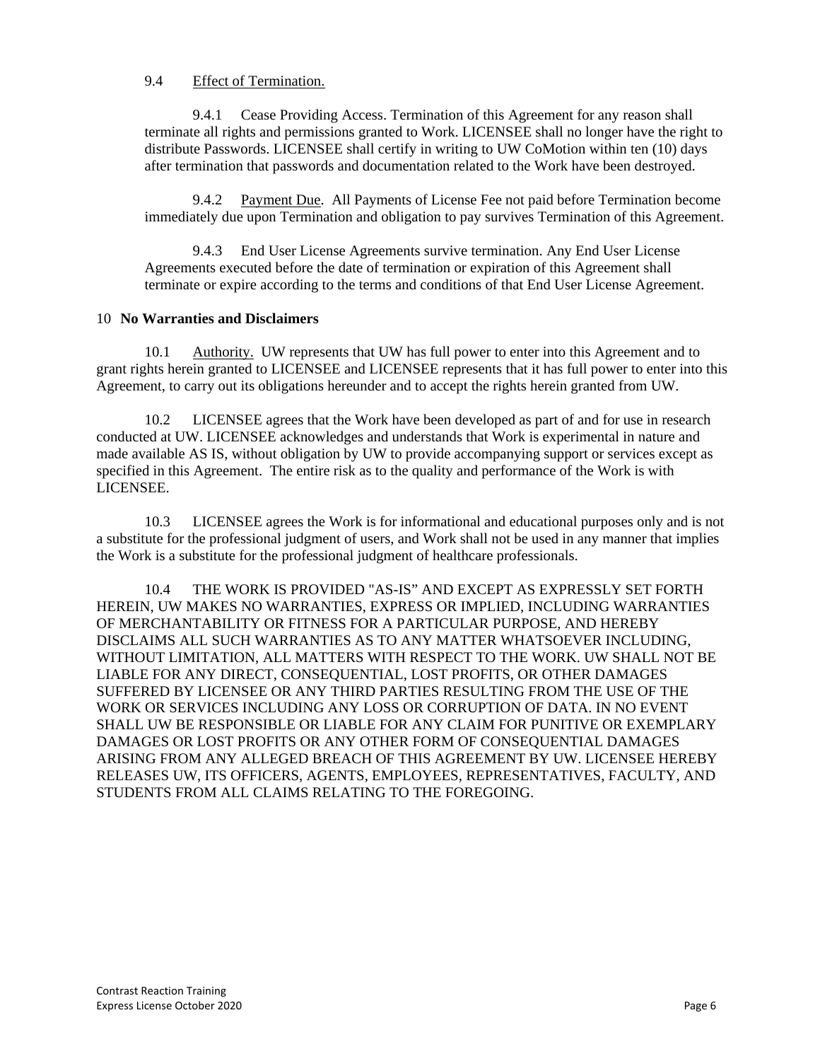9.4 <u>Effect of Termination.</u>

9.4.1 Cease Providing Access. Termination of this Agreement for any reason shall terminate all rights and permissions granted to Work. LICENSEE shall no longer have the right to distribute Passwords. LICENSEE shall certify in writing to UW CoMotion within ten (10) days after termination that passwords and documentation related to the Work have been destroyed.

9.4.2 <u>Payment Due</u>. All Payments of License Fee not paid before Termination become immediately due upon Termination and obligation to pay survives Termination of this Agreement.

9.4.3 End User License Agreements survive termination. Any End User License Agreements executed before the date of termination or expiration of this Agreement shall terminate or expire according to the terms and conditions of that End User License Agreement.

## 10 No Warranties and Disclaimers

10.1 <u>Authority.</u> UW represents that UW has full power to enter into this Agreement and to grant rights herein granted to LICENSEE and LICENSEE represents that it has full power to enter into this Agreement, to carry out its obligations hereunder and to accept the rights herein granted from UW.

10.2 LICENSEE agrees that the Work have been developed as part of and for use in research conducted at UW. LICENSEE acknowledges and understands that Work is experimental in nature and made available AS IS, without obligation by UW to provide accompanying support or services except as specified in this Agreement. The entire risk as to the quality and performance of the Work is with LICENSEE.

10.3 LICENSEE agrees the Work is for informational and educational purposes only and is not a substitute for the professional judgment of users, and Work shall not be used in any manner that implies the Work is a substitute for the professional judgment of healthcare professionals.

10.4 THE WORK IS PROVIDED "AS-IS" AND EXCEPT AS EXPRESSLY SET FORTH HEREIN, UW MAKES NO WARRANTIES, EXPRESS OR IMPLIED, INCLUDING WARRANTIES OF MERCHANTABILITY OR FITNESS FOR A PARTICULAR PURPOSE, AND HEREBY DISCLAIMS ALL SUCH WARRANTIES AS TO ANY MATTER WHATSOEVER INCLUDING, WITHOUT LIMITATION, ALL MATTERS WITH RESPECT TO THE WORK. UW SHALL NOT BE LIABLE FOR ANY DIRECT, CONSEQUENTIAL, LOST PROFITS, OR OTHER DAMAGES SUFFERED BY LICENSEE OR ANY THIRD PARTIES RESULTING FROM THE USE OF THE WORK OR SERVICES INCLUDING ANY LOSS OR CORRUPTION OF DATA. IN NO EVENT SHALL UW BE RESPONSIBLE OR LIABLE FOR ANY CLAIM FOR PUNITIVE OR EXEMPLARY DAMAGES OR LOST PROFITS OR ANY OTHER FORM OF CONSEQUENTIAL DAMAGES ARISING FROM ANY ALLEGED BREACH OF THIS AGREEMENT BY UW. LICENSEE HEREBY RELEASES UW, ITS OFFICERS, AGENTS, EMPLOYEES, REPRESENTATIVES, FACULTY, AND STUDENTS FROM ALL CLAIMS RELATING TO THE FOREGOING.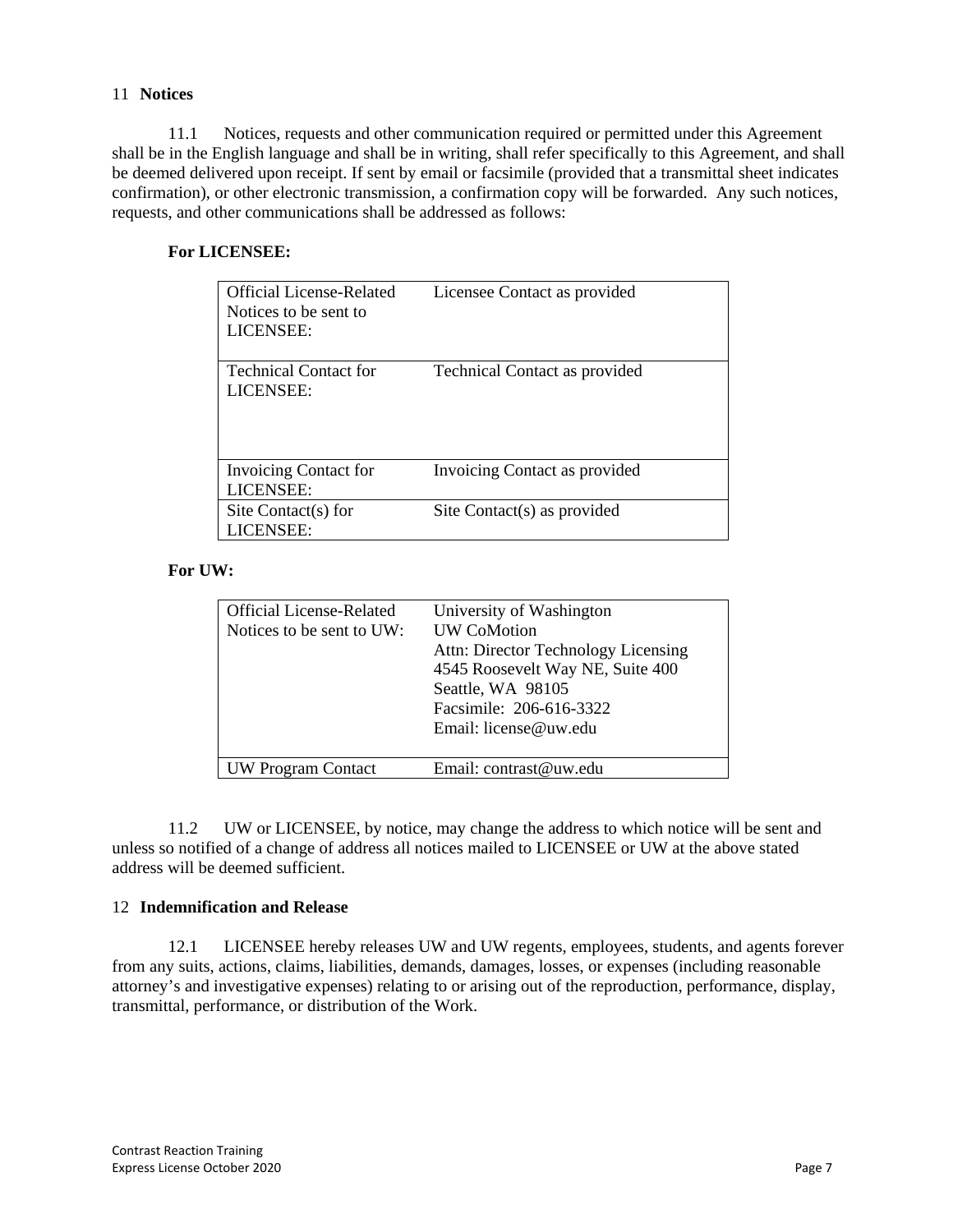## 11 Notices

11.1 Notices, requests and other communication required or permitted under this Agreement shall be in the English language and shall be in writing, shall refer specifically to this Agreement, and shall be deemed delivered upon receipt. If sent by email or facsimile (provided that a transmittal sheet indicates confirmation), or other electronic transmission, a confirmation copy will be forwarded. Any such notices, requests, and other communications shall be addressed as follows:

**For LICENSEE:**

| | |
|---|---|
| Official License-Related Notices to be sent to LICENSEE: | Licensee Contact as provided |
| Technical Contact for LICENSEE: | Technical Contact as provided |
| Invoicing Contact for LICENSEE: | Invoicing Contact as provided |
| Site Contact(s) for LICENSEE: | Site Contact(s) as provided |

**For UW:**

| | |
|---|---|
| Official License-Related Notices to be sent to UW: | University of Washington<br>UW CoMotion<br>Attn: Director Technology Licensing<br>4545 Roosevelt Way NE, Suite 400<br>Seattle, WA 98105<br>Facsimile: 206-616-3322<br>Email: license@uw.edu |
| UW Program Contact | Email: contrast@uw.edu |

11.2 UW or LICENSEE, by notice, may change the address to which notice will be sent and unless so notified of a change of address all notices mailed to LICENSEE or UW at the above stated address will be deemed sufficient.

## 12 Indemnification and Release

12.1 LICENSEE hereby releases UW and UW regents, employees, students, and agents forever from any suits, actions, claims, liabilities, demands, damages, losses, or expenses (including reasonable attorney's and investigative expenses) relating to or arising out of the reproduction, performance, display, transmittal, performance, or distribution of the Work.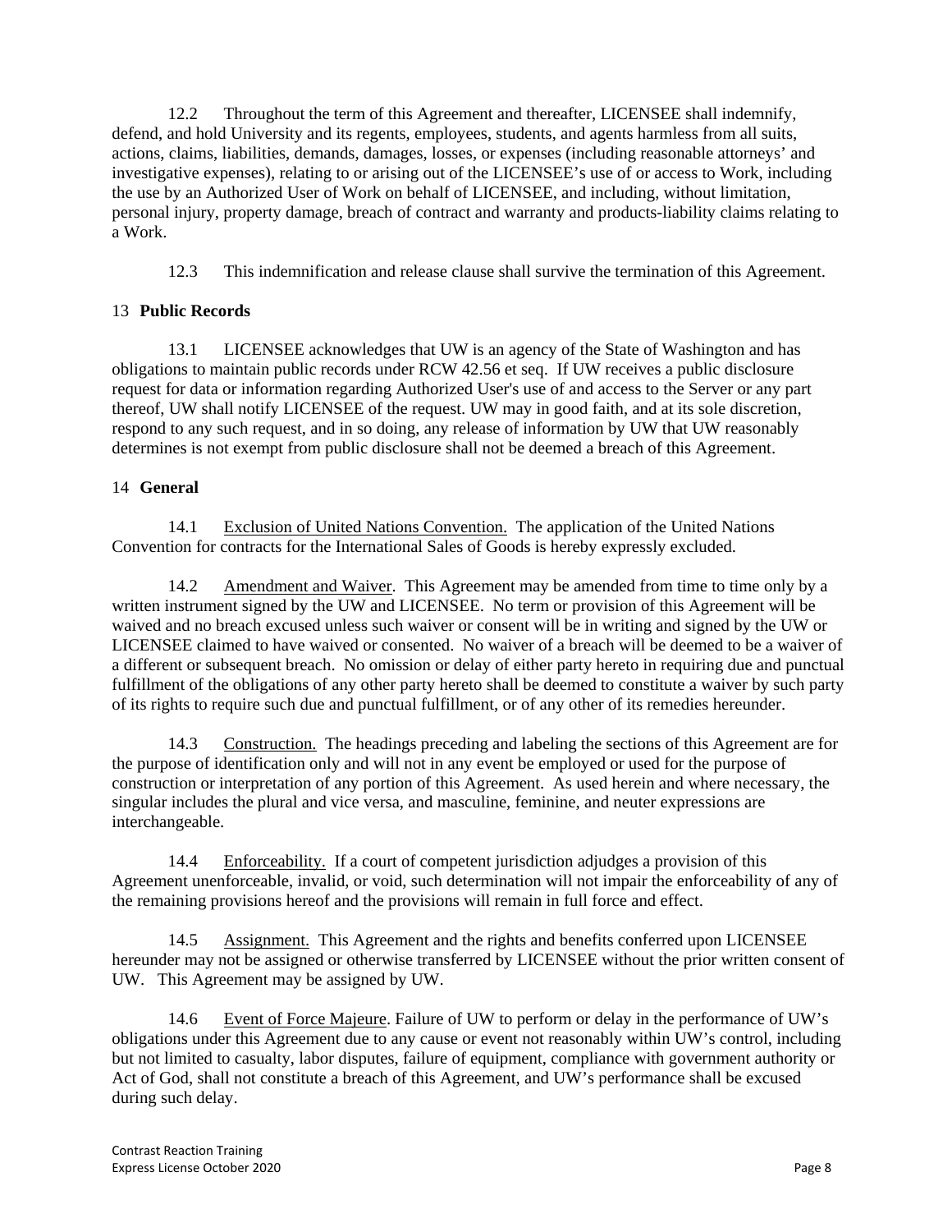12.2 Throughout the term of this Agreement and thereafter, LICENSEE shall indemnify, defend, and hold University and its regents, employees, students, and agents harmless from all suits, actions, claims, liabilities, demands, damages, losses, or expenses (including reasonable attorneys' and investigative expenses), relating to or arising out of the LICENSEE's use of or access to Work, including the use by an Authorized User of Work on behalf of LICENSEE, and including, without limitation, personal injury, property damage, breach of contract and warranty and products-liability claims relating to a Work.

12.3 This indemnification and release clause shall survive the termination of this Agreement.

## 13 **Public Records**

13.1 LICENSEE acknowledges that UW is an agency of the State of Washington and has obligations to maintain public records under RCW 42.56 et seq. If UW receives a public disclosure request for data or information regarding Authorized User's use of and access to the Server or any part thereof, UW shall notify LICENSEE of the request. UW may in good faith, and at its sole discretion, respond to any such request, and in so doing, any release of information by UW that UW reasonably determines is not exempt from public disclosure shall not be deemed a breach of this Agreement.

## 14 **General**

14.1 <u>Exclusion of United Nations Convention.</u> The application of the United Nations Convention for contracts for the International Sales of Goods is hereby expressly excluded.

14.2 <u>Amendment and Waiver</u>. This Agreement may be amended from time to time only by a written instrument signed by the UW and LICENSEE. No term or provision of this Agreement will be waived and no breach excused unless such waiver or consent will be in writing and signed by the UW or LICENSEE claimed to have waived or consented. No waiver of a breach will be deemed to be a waiver of a different or subsequent breach. No omission or delay of either party hereto in requiring due and punctual fulfillment of the obligations of any other party hereto shall be deemed to constitute a waiver by such party of its rights to require such due and punctual fulfillment, or of any other of its remedies hereunder.

14.3 <u>Construction.</u> The headings preceding and labeling the sections of this Agreement are for the purpose of identification only and will not in any event be employed or used for the purpose of construction or interpretation of any portion of this Agreement. As used herein and where necessary, the singular includes the plural and vice versa, and masculine, feminine, and neuter expressions are interchangeable.

14.4 <u>Enforceability.</u> If a court of competent jurisdiction adjudges a provision of this Agreement unenforceable, invalid, or void, such determination will not impair the enforceability of any of the remaining provisions hereof and the provisions will remain in full force and effect.

14.5 <u>Assignment.</u> This Agreement and the rights and benefits conferred upon LICENSEE hereunder may not be assigned or otherwise transferred by LICENSEE without the prior written consent of UW. This Agreement may be assigned by UW.

14.6 <u>Event of Force Majeure</u>. Failure of UW to perform or delay in the performance of UW's obligations under this Agreement due to any cause or event not reasonably within UW's control, including but not limited to casualty, labor disputes, failure of equipment, compliance with government authority or Act of God, shall not constitute a breach of this Agreement, and UW's performance shall be excused during such delay.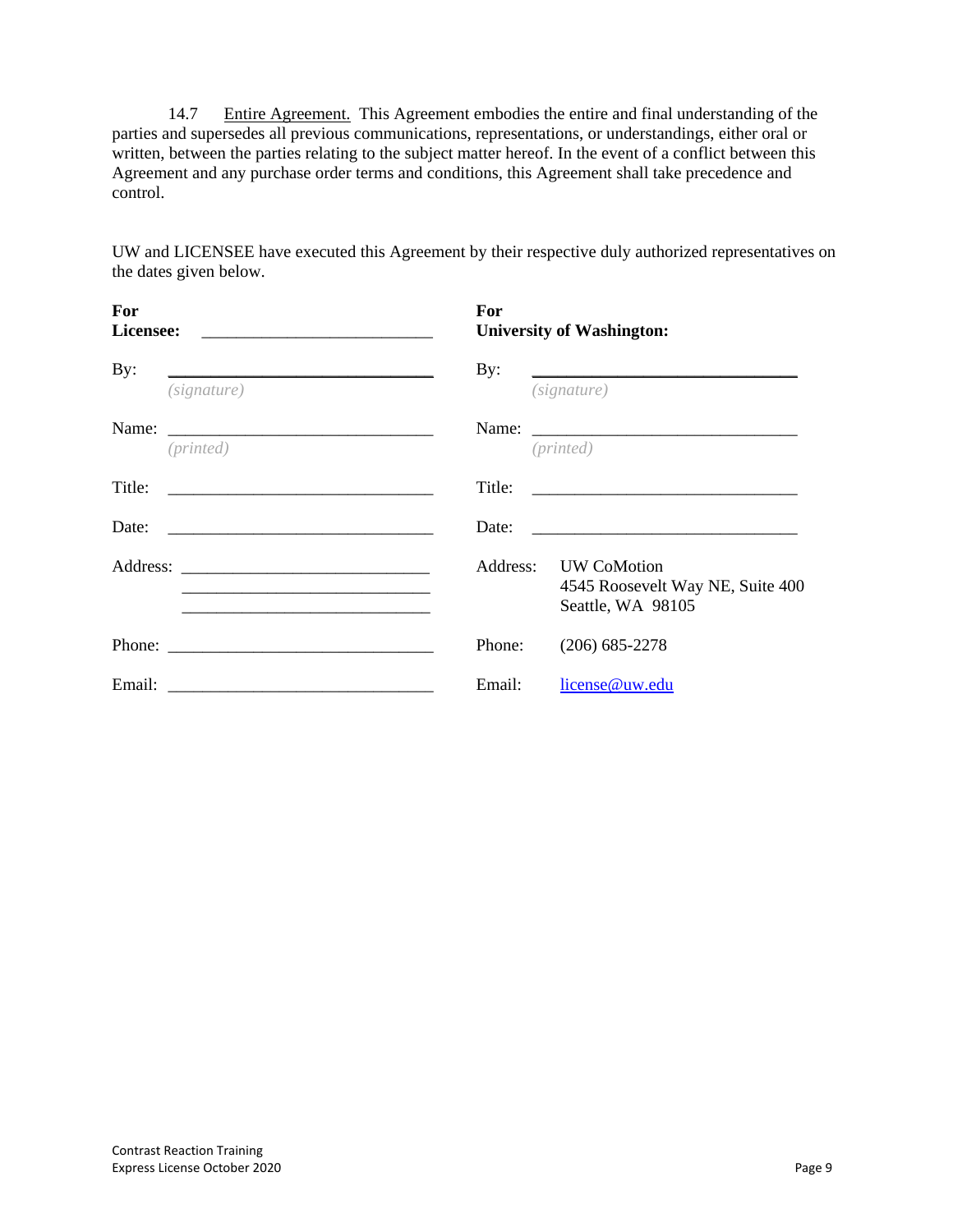14.7 Entire Agreement. This Agreement embodies the entire and final understanding of the parties and supersedes all previous communications, representations, or understandings, either oral or written, between the parties relating to the subject matter hereof. In the event of a conflict between this Agreement and any purchase order terms and conditions, this Agreement shall take precedence and control.

UW and LICENSEE have executed this Agreement by their respective duly authorized representatives on the dates given below.

| **For Licensee:** ___________________________ | **For University of Washington:** |
|---|---|
| By: _______________________________ *(signature)* | By: _______________________________ *(signature)* |
| Name: _______________________________ *(printed)* | Name: _______________________________ *(printed)* |
| Title: _______________________________ | Title: _______________________________ |
| Date: _______________________________ | Date: _______________________________ |
| Address: _____________________________ _____________________________ _____________________________ | Address: UW CoMotion 4545 Roosevelt Way NE, Suite 400 Seattle, WA 98105 |
| Phone: _______________________________ | Phone: (206) 685-2278 |
| Email: _______________________________ | Email: license@uw.edu |

Contrast Reaction Training
Express License October 2020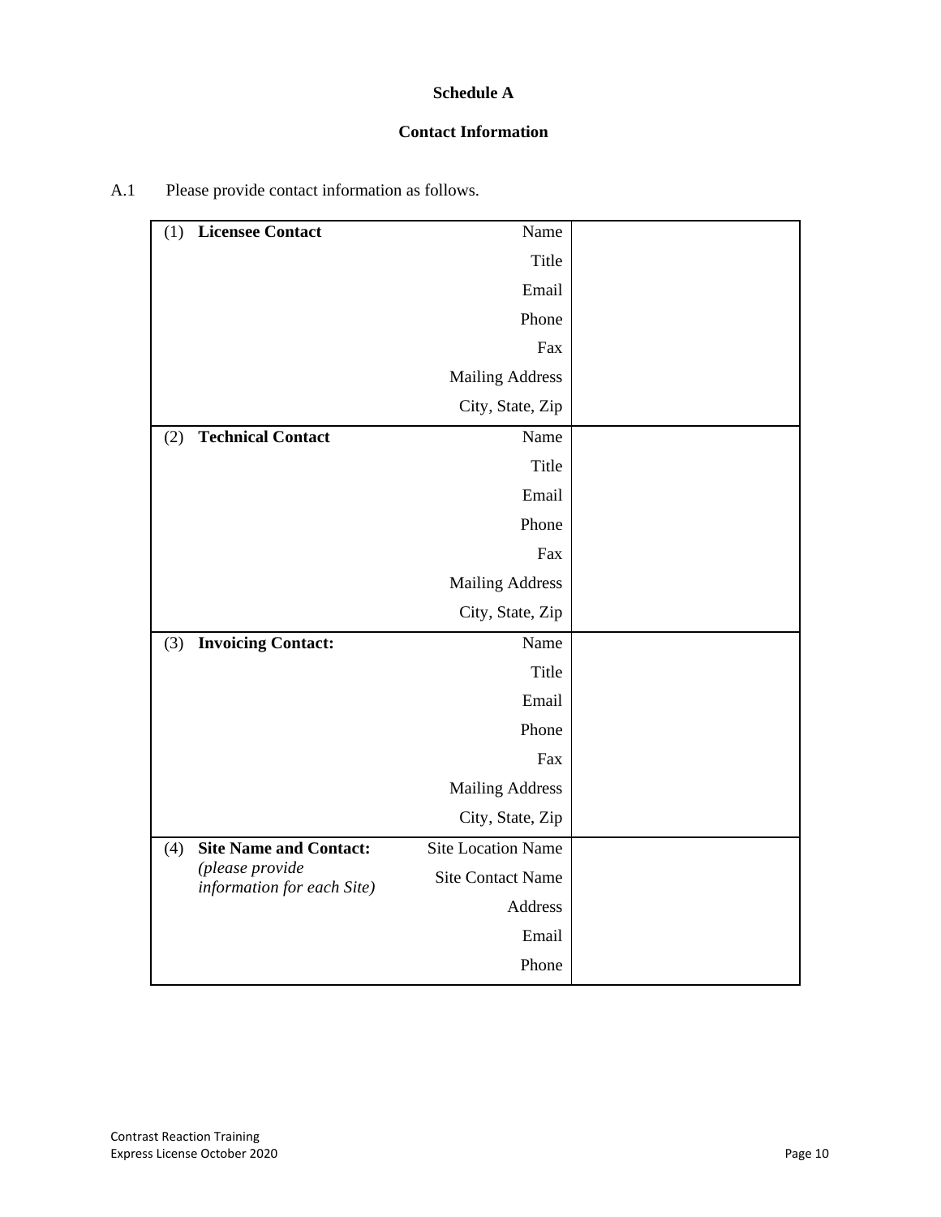**Schedule A**

**Contact Information**

A.1 Please provide contact information as follows.

| | | |
|---|---|---|
| (1) **Licensee Contact** | Name | |
| | Title | |
| | Email | |
| | Phone | |
| | Fax | |
| | Mailing Address | |
| | City, State, Zip | |
| (2) **Technical Contact** | Name | |
| | Title | |
| | Email | |
| | Phone | |
| | Fax | |
| | Mailing Address | |
| | City, State, Zip | |
| (3) **Invoicing Contact:** | Name | |
| | Title | |
| | Email | |
| | Phone | |
| | Fax | |
| | Mailing Address | |
| | City, State, Zip | |
| (4) **Site Name and Contact:** *(please provide information for each Site)* | Site Location Name | |
| | Site Contact Name | |
| | Address | |
| | Email | |
| | Phone | |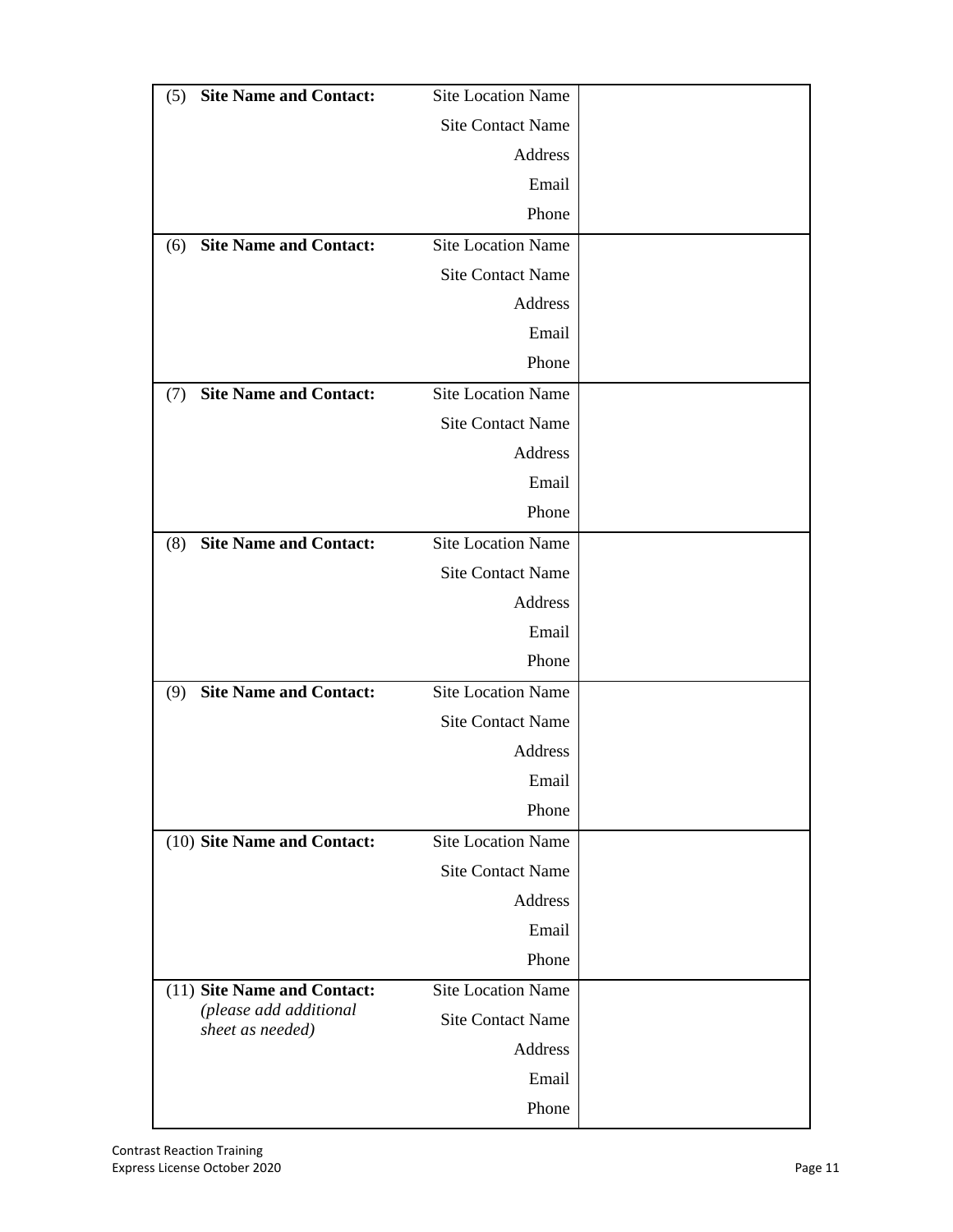| | | |
|---|---|---|
| (5) **Site Name and Contact:** | Site Location Name | |
| | Site Contact Name | |
| | Address | |
| | Email | |
| | Phone | |
| (6) **Site Name and Contact:** | Site Location Name | |
| | Site Contact Name | |
| | Address | |
| | Email | |
| | Phone | |
| (7) **Site Name and Contact:** | Site Location Name | |
| | Site Contact Name | |
| | Address | |
| | Email | |
| | Phone | |
| (8) **Site Name and Contact:** | Site Location Name | |
| | Site Contact Name | |
| | Address | |
| | Email | |
| | Phone | |
| (9) **Site Name and Contact:** | Site Location Name | |
| | Site Contact Name | |
| | Address | |
| | Email | |
| | Phone | |
| (10) **Site Name and Contact:** | Site Location Name | |
| | Site Contact Name | |
| | Address | |
| | Email | |
| | Phone | |
| (11) **Site Name and Contact:** *(please add additional sheet as needed)* | Site Location Name | |
| | Site Contact Name | |
| | Address | |
| | Email | |
| | Phone | |

Contrast Reaction Training
Express License October 2020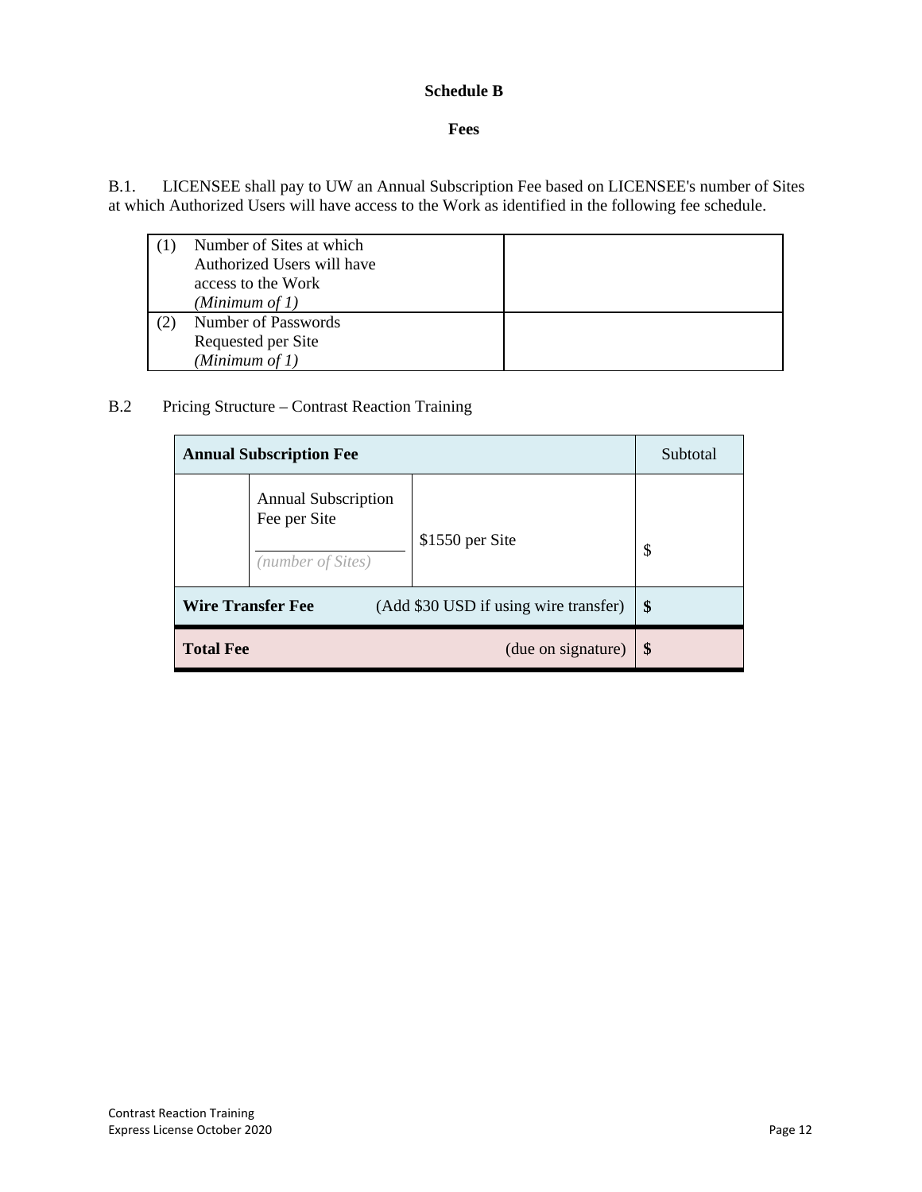**Schedule B**

**Fees**

B.1. LICENSEE shall pay to UW an Annual Subscription Fee based on LICENSEE's number of Sites at which Authorized Users will have access to the Work as identified in the following fee schedule.

| | |
|---|---|
| (1) Number of Sites at which Authorized Users will have access to the Work *(Minimum of 1)* | |
| (2) Number of Passwords Requested per Site *(Minimum of 1)* | |

B.2 Pricing Structure – Contrast Reaction Training

| **Annual Subscription Fee** | | | Subtotal |
|---|---|---|---|
| | Annual Subscription Fee per Site<br>______________<br>*(number of Sites)* | $1550 per Site | $ |
| **Wire Transfer Fee** | | (Add $30 USD if using wire transfer) | **$** |
| **Total Fee** | | (due on signature) | **$** |